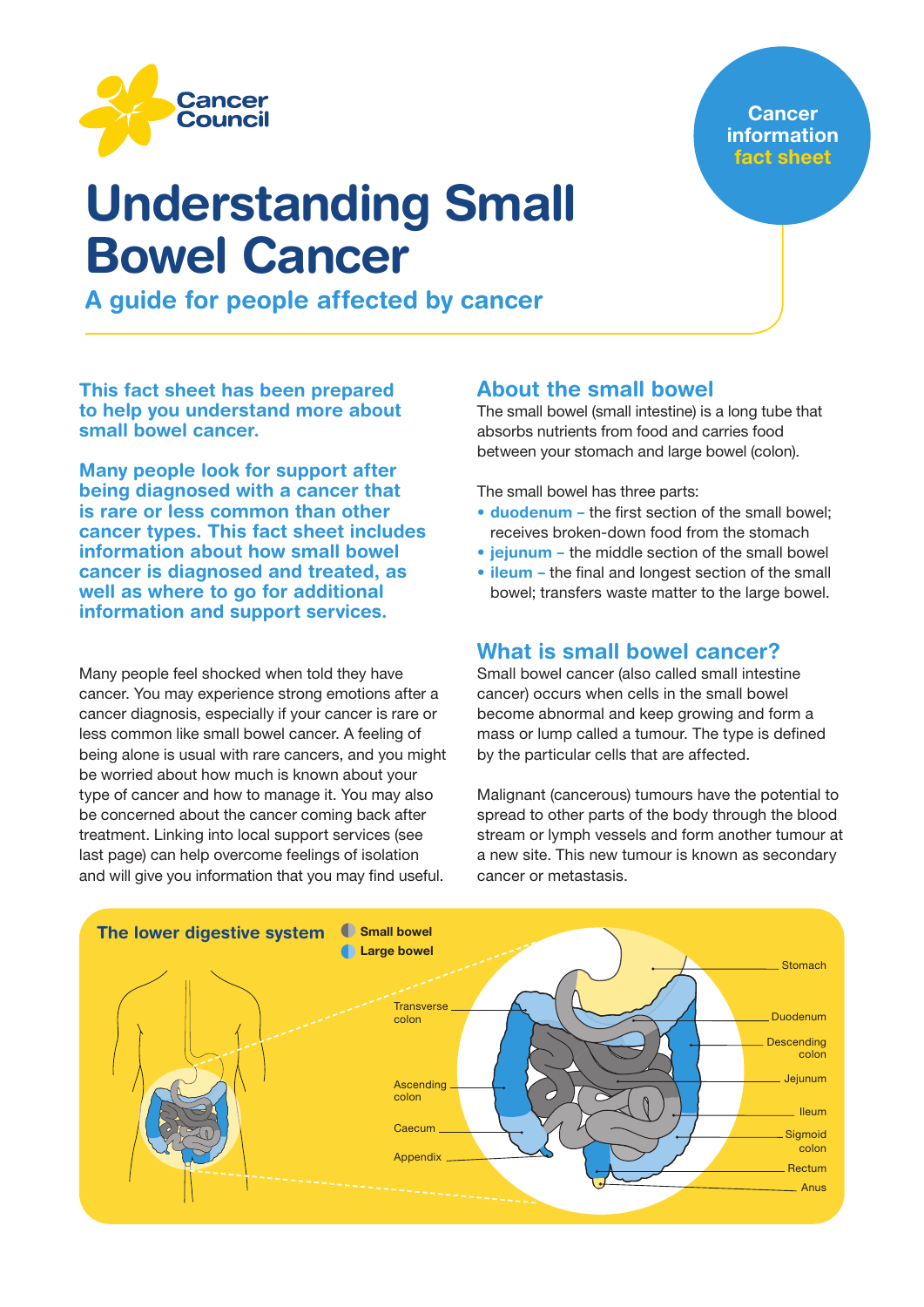Cancer Council

Cancer information fact sheet

# Understanding Small Bowel Cancer

## A guide for people affected by cancer

**This fact sheet has been prepared to help you understand more about small bowel cancer.**

**Many people look for support after being diagnosed with a cancer that is rare or less common than other cancer types. This fact sheet includes information about how small bowel cancer is diagnosed and treated, as well as where to go for additional information and support services.**

Many people feel shocked when told they have cancer. You may experience strong emotions after a cancer diagnosis, especially if your cancer is rare or less common like small bowel cancer. A feeling of being alone is usual with rare cancers, and you might be worried about how much is known about your type of cancer and how to manage it. You may also be concerned about the cancer coming back after treatment. Linking into local support services (see last page) can help overcome feelings of isolation and will give you information that you may find useful.

## About the small bowel

The small bowel (small intestine) is a long tube that absorbs nutrients from food and carries food between your stomach and large bowel (colon).

The small bowel has three parts:

- **duodenum** – the first section of the small bowel; receives broken-down food from the stomach
- **jejunum** – the middle section of the small bowel
- **ileum** – the final and longest section of the small bowel; transfers waste matter to the large bowel.

## What is small bowel cancer?

Small bowel cancer (also called small intestine cancer) occurs when cells in the small bowel become abnormal and keep growing and form a mass or lump called a tumour. The type is defined by the particular cells that are affected.

Malignant (cancerous) tumours have the potential to spread to other parts of the body through the blood stream or lymph vessels and form another tumour at a new site. This new tumour is known as secondary cancer or metastasis.

**The lower digestive system**

Small bowel
Large bowel

Stomach, Transverse colon, Duodenum, Descending colon, Ascending colon, Jejunum, Ileum, Caecum, Sigmoid colon, Appendix, Rectum, Anus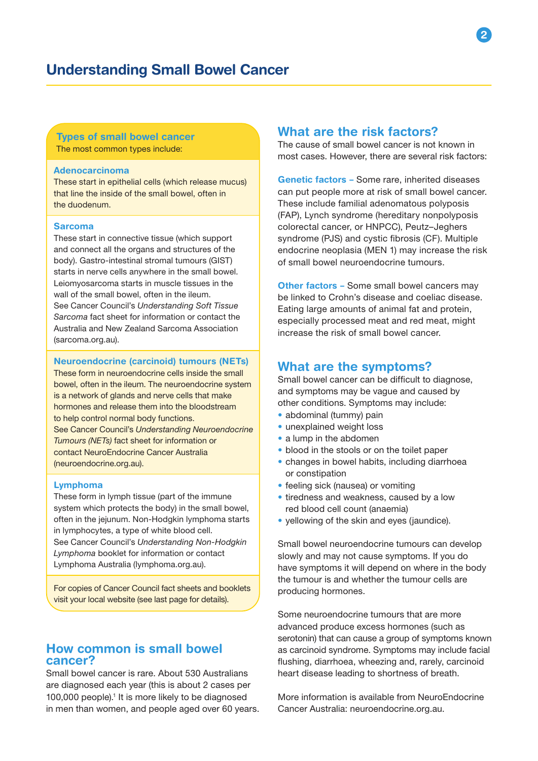# Understanding Small Bowel Cancer

## Types of small bowel cancer

The most common types include:

### Adenocarcinoma

These start in epithelial cells (which release mucus) that line the inside of the small bowel, often in the duodenum.

### Sarcoma

These start in connective tissue (which support and connect all the organs and structures of the body). Gastro-intestinal stromal tumours (GIST) starts in nerve cells anywhere in the small bowel. Leiomyosarcoma starts in muscle tissues in the wall of the small bowel, often in the ileum. See Cancer Council's *Understanding Soft Tissue Sarcoma* fact sheet for information or contact the Australia and New Zealand Sarcoma Association (sarcoma.org.au).

### Neuroendocrine (carcinoid) tumours (NETs)

These form in neuroendocrine cells inside the small bowel, often in the ileum. The neuroendocrine system is a network of glands and nerve cells that make hormones and release them into the bloodstream to help control normal body functions. See Cancer Council's *Understanding Neuroendocrine Tumours (NETs)* fact sheet for information or contact NeuroEndocrine Cancer Australia (neuroendocrine.org.au).

### Lymphoma

These form in lymph tissue (part of the immune system which protects the body) in the small bowel, often in the jejunum. Non-Hodgkin lymphoma starts in lymphocytes, a type of white blood cell. See Cancer Council's *Understanding Non-Hodgkin Lymphoma* booklet for information or contact Lymphoma Australia (lymphoma.org.au).

For copies of Cancer Council fact sheets and booklets visit your local website (see last page for details).

## How common is small bowel cancer?

Small bowel cancer is rare. About 530 Australians are diagnosed each year (this is about 2 cases per 100,000 people).[1] It is more likely to be diagnosed in men than women, and people aged over 60 years.

## What are the risk factors?

The cause of small bowel cancer is not known in most cases. However, there are several risk factors:

**Genetic factors –** Some rare, inherited diseases can put people more at risk of small bowel cancer. These include familial adenomatous polyposis (FAP), Lynch syndrome (hereditary nonpolyposis colorectal cancer, or HNPCC), Peutz–Jeghers syndrome (PJS) and cystic fibrosis (CF). Multiple endocrine neoplasia (MEN 1) may increase the risk of small bowel neuroendocrine tumours.

**Other factors –** Some small bowel cancers may be linked to Crohn's disease and coeliac disease. Eating large amounts of animal fat and protein, especially processed meat and red meat, might increase the risk of small bowel cancer.

## What are the symptoms?

Small bowel cancer can be difficult to diagnose, and symptoms may be vague and caused by other conditions. Symptoms may include:

- abdominal (tummy) pain
- unexplained weight loss
- a lump in the abdomen
- blood in the stools or on the toilet paper
- changes in bowel habits, including diarrhoea or constipation
- feeling sick (nausea) or vomiting
- tiredness and weakness, caused by a low red blood cell count (anaemia)
- yellowing of the skin and eyes (jaundice).

Small bowel neuroendocrine tumours can develop slowly and may not cause symptoms. If you do have symptoms it will depend on where in the body the tumour is and whether the tumour cells are producing hormones.

Some neuroendocrine tumours that are more advanced produce excess hormones (such as serotonin) that can cause a group of symptoms known as carcinoid syndrome. Symptoms may include facial flushing, diarrhoea, wheezing and, rarely, carcinoid heart disease leading to shortness of breath.

More information is available from NeuroEndocrine Cancer Australia: neuroendocrine.org.au.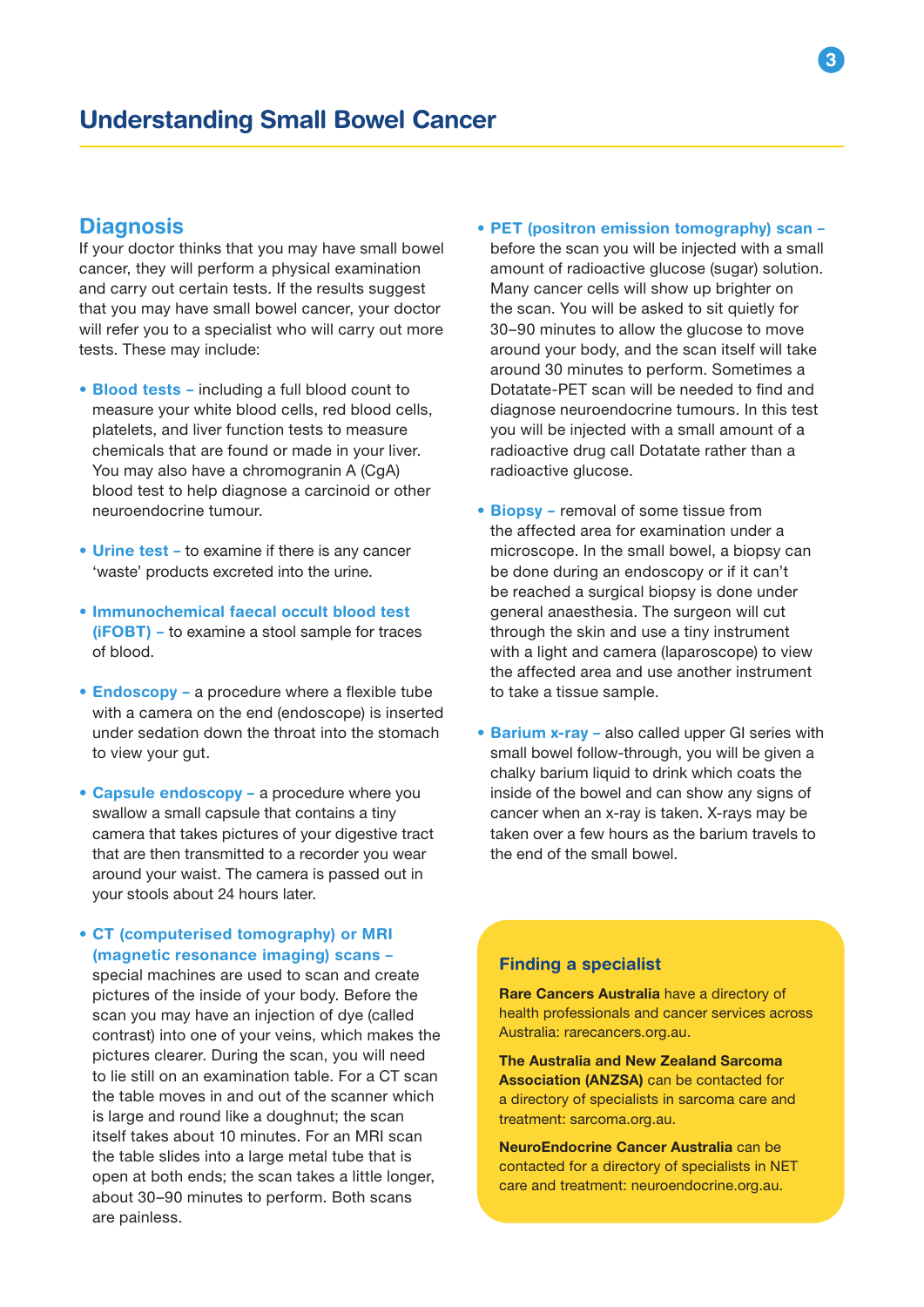## Understanding Small Bowel Cancer

### Diagnosis

If your doctor thinks that you may have small bowel cancer, they will perform a physical examination and carry out certain tests. If the results suggest that you may have small bowel cancer, your doctor will refer you to a specialist who will carry out more tests. These may include:

- **Blood tests –** including a full blood count to measure your white blood cells, red blood cells, platelets, and liver function tests to measure chemicals that are found or made in your liver. You may also have a chromogranin A (CgA) blood test to help diagnose a carcinoid or other neuroendocrine tumour.
- **Urine test –** to examine if there is any cancer 'waste' products excreted into the urine.
- **Immunochemical faecal occult blood test (iFOBT) –** to examine a stool sample for traces of blood.
- **Endoscopy –** a procedure where a flexible tube with a camera on the end (endoscope) is inserted under sedation down the throat into the stomach to view your gut.
- **Capsule endoscopy –** a procedure where you swallow a small capsule that contains a tiny camera that takes pictures of your digestive tract that are then transmitted to a recorder you wear around your waist. The camera is passed out in your stools about 24 hours later.
- **CT (computerised tomography) or MRI (magnetic resonance imaging) scans –** special machines are used to scan and create pictures of the inside of your body. Before the scan you may have an injection of dye (called contrast) into one of your veins, which makes the pictures clearer. During the scan, you will need to lie still on an examination table. For a CT scan the table moves in and out of the scanner which is large and round like a doughnut; the scan itself takes about 10 minutes. For an MRI scan the table slides into a large metal tube that is open at both ends; the scan takes a little longer, about 30–90 minutes to perform. Both scans are painless.
- **PET (positron emission tomography) scan –** before the scan you will be injected with a small amount of radioactive glucose (sugar) solution. Many cancer cells will show up brighter on the scan. You will be asked to sit quietly for 30–90 minutes to allow the glucose to move around your body, and the scan itself will take around 30 minutes to perform. Sometimes a Dotatate-PET scan will be needed to find and diagnose neuroendocrine tumours. In this test you will be injected with a small amount of a radioactive drug call Dotatate rather than a radioactive glucose.
- **Biopsy –** removal of some tissue from the affected area for examination under a microscope. In the small bowel, a biopsy can be done during an endoscopy or if it can't be reached a surgical biopsy is done under general anaesthesia. The surgeon will cut through the skin and use a tiny instrument with a light and camera (laparoscope) to view the affected area and use another instrument to take a tissue sample.
- **Barium x-ray –** also called upper GI series with small bowel follow-through, you will be given a chalky barium liquid to drink which coats the inside of the bowel and can show any signs of cancer when an x-ray is taken. X-rays may be taken over a few hours as the barium travels to the end of the small bowel.

#### Finding a specialist

**Rare Cancers Australia** have a directory of health professionals and cancer services across Australia: rarecancers.org.au.

**The Australia and New Zealand Sarcoma Association (ANZSA)** can be contacted for a directory of specialists in sarcoma care and treatment: sarcoma.org.au.

**NeuroEndocrine Cancer Australia** can be contacted for a directory of specialists in NET care and treatment: neuroendocrine.org.au.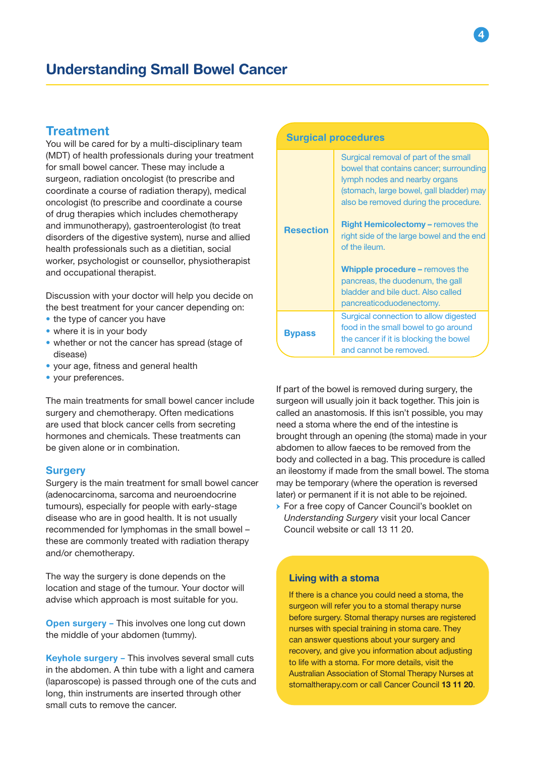# Understanding Small Bowel Cancer

## Treatment

You will be cared for by a multi-disciplinary team (MDT) of health professionals during your treatment for small bowel cancer. These may include a surgeon, radiation oncologist (to prescribe and coordinate a course of radiation therapy), medical oncologist (to prescribe and coordinate a course of drug therapies which includes chemotherapy and immunotherapy), gastroenterologist (to treat disorders of the digestive system), nurse and allied health professionals such as a dietitian, social worker, psychologist or counsellor, physiotherapist and occupational therapist.

Discussion with your doctor will help you decide on the best treatment for your cancer depending on:

- the type of cancer you have
- where it is in your body
- whether or not the cancer has spread (stage of disease)
- your age, fitness and general health
- your preferences.

The main treatments for small bowel cancer include surgery and chemotherapy. Often medications are used that block cancer cells from secreting hormones and chemicals. These treatments can be given alone or in combination.

### Surgery

Surgery is the main treatment for small bowel cancer (adenocarcinoma, sarcoma and neuroendocrine tumours), especially for people with early-stage disease who are in good health. It is not usually recommended for lymphomas in the small bowel – these are commonly treated with radiation therapy and/or chemotherapy.

The way the surgery is done depends on the location and stage of the tumour. Your doctor will advise which approach is most suitable for you.

**Open surgery –** This involves one long cut down the middle of your abdomen (tummy).

**Keyhole surgery –** This involves several small cuts in the abdomen. A thin tube with a light and camera (laparoscope) is passed through one of the cuts and long, thin instruments are inserted through other small cuts to remove the cancer.

**Surgical procedures**

| | |
|---|---|
| **Resection** | Surgical removal of part of the small bowel that contains cancer; surrounding lymph nodes and nearby organs (stomach, large bowel, gall bladder) may also be removed during the procedure.<br><br>**Right Hemicolectomy –** removes the right side of the large bowel and the end of the ileum.<br><br>**Whipple procedure –** removes the pancreas, the duodenum, the gall bladder and bile duct. Also called pancreaticoduodenectomy. |
| **Bypass** | Surgical connection to allow digested food in the small bowel to go around the cancer if it is blocking the bowel and cannot be removed. |

If part of the bowel is removed during surgery, the surgeon will usually join it back together. This join is called an anastomosis. If this isn't possible, you may need a stoma where the end of the intestine is brought through an opening (the stoma) made in your abdomen to allow faeces to be removed from the body and collected in a bag. This procedure is called an ileostomy if made from the small bowel. The stoma may be temporary (where the operation is reversed later) or permanent if it is not able to be rejoined.

- For a free copy of Cancer Council's booklet on *Understanding Surgery* visit your local Cancer Council website or call 13 11 20.

### Living with a stoma

If there is a chance you could need a stoma, the surgeon will refer you to a stomal therapy nurse before surgery. Stomal therapy nurses are registered nurses with special training in stoma care. They can answer questions about your surgery and recovery, and give you information about adjusting to life with a stoma. For more details, visit the Australian Association of Stomal Therapy Nurses at stomaltherapy.com or call Cancer Council **13 11 20**.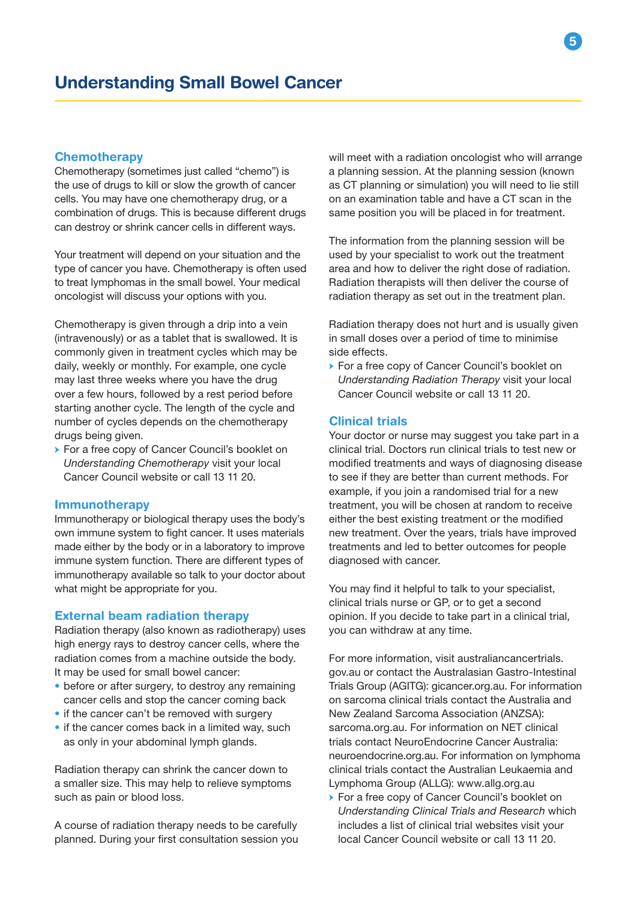# Understanding Small Bowel Cancer

## Chemotherapy

Chemotherapy (sometimes just called "chemo") is the use of drugs to kill or slow the growth of cancer cells. You may have one chemotherapy drug, or a combination of drugs. This is because different drugs can destroy or shrink cancer cells in different ways.

Your treatment will depend on your situation and the type of cancer you have. Chemotherapy is often used to treat lymphomas in the small bowel. Your medical oncologist will discuss your options with you.

Chemotherapy is given through a drip into a vein (intravenously) or as a tablet that is swallowed. It is commonly given in treatment cycles which may be daily, weekly or monthly. For example, one cycle may last three weeks where you have the drug over a few hours, followed by a rest period before starting another cycle. The length of the cycle and number of cycles depends on the chemotherapy drugs being given.

- For a free copy of Cancer Council's booklet on *Understanding Chemotherapy* visit your local Cancer Council website or call 13 11 20.

## Immunotherapy

Immunotherapy or biological therapy uses the body's own immune system to fight cancer. It uses materials made either by the body or in a laboratory to improve immune system function. There are different types of immunotherapy available so talk to your doctor about what might be appropriate for you.

## External beam radiation therapy

Radiation therapy (also known as radiotherapy) uses high energy rays to destroy cancer cells, where the radiation comes from a machine outside the body. It may be used for small bowel cancer:

- before or after surgery, to destroy any remaining cancer cells and stop the cancer coming back
- if the cancer can't be removed with surgery
- if the cancer comes back in a limited way, such as only in your abdominal lymph glands.

Radiation therapy can shrink the cancer down to a smaller size. This may help to relieve symptoms such as pain or blood loss.

A course of radiation therapy needs to be carefully planned. During your first consultation session you will meet with a radiation oncologist who will arrange a planning session. At the planning session (known as CT planning or simulation) you will need to lie still on an examination table and have a CT scan in the same position you will be placed in for treatment.

The information from the planning session will be used by your specialist to work out the treatment area and how to deliver the right dose of radiation. Radiation therapists will then deliver the course of radiation therapy as set out in the treatment plan.

Radiation therapy does not hurt and is usually given in small doses over a period of time to minimise side effects.

- For a free copy of Cancer Council's booklet on *Understanding Radiation Therapy* visit your local Cancer Council website or call 13 11 20.

## Clinical trials

Your doctor or nurse may suggest you take part in a clinical trial. Doctors run clinical trials to test new or modified treatments and ways of diagnosing disease to see if they are better than current methods. For example, if you join a randomised trial for a new treatment, you will be chosen at random to receive either the best existing treatment or the modified new treatment. Over the years, trials have improved treatments and led to better outcomes for people diagnosed with cancer.

You may find it helpful to talk to your specialist, clinical trials nurse or GP, or to get a second opinion. If you decide to take part in a clinical trial, you can withdraw at any time.

For more information, visit australiancancertrials.gov.au or contact the Australasian Gastro-Intestinal Trials Group (AGITG): gicancer.org.au. For information on sarcoma clinical trials contact the Australia and New Zealand Sarcoma Association (ANZSA): sarcoma.org.au. For information on NET clinical trials contact NeuroEndocrine Cancer Australia: neuroendocrine.org.au. For information on lymphoma clinical trials contact the Australian Leukaemia and Lymphoma Group (ALLG): www.allg.org.au

- For a free copy of Cancer Council's booklet on *Understanding Clinical Trials and Research* which includes a list of clinical trial websites visit your local Cancer Council website or call 13 11 20.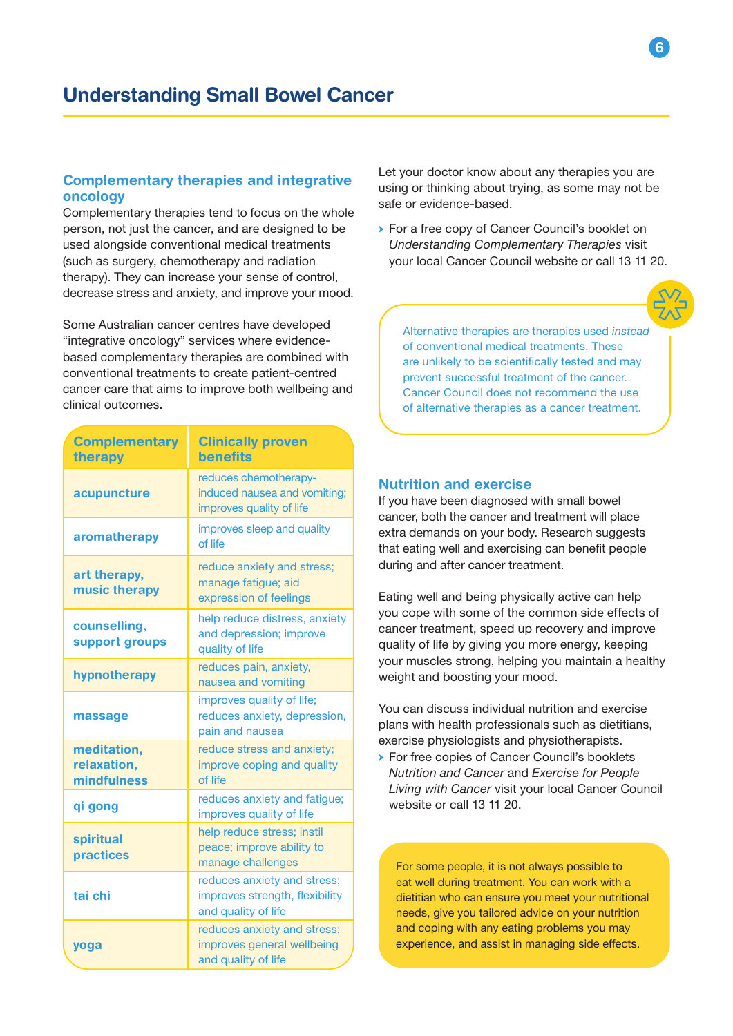# Understanding Small Bowel Cancer

## Complementary therapies and integrative oncology

Complementary therapies tend to focus on the whole person, not just the cancer, and are designed to be used alongside conventional medical treatments (such as surgery, chemotherapy and radiation therapy). They can increase your sense of control, decrease stress and anxiety, and improve your mood.

Some Australian cancer centres have developed "integrative oncology" services where evidence-based complementary therapies are combined with conventional treatments to create patient-centred cancer care that aims to improve both wellbeing and clinical outcomes.

| Complementary therapy | Clinically proven benefits |
| --- | --- |
| **acupuncture** | reduces chemotherapy-induced nausea and vomiting; improves quality of life |
| **aromatherapy** | improves sleep and quality of life |
| **art therapy, music therapy** | reduce anxiety and stress; manage fatigue; aid expression of feelings |
| **counselling, support groups** | help reduce distress, anxiety and depression; improve quality of life |
| **hypnotherapy** | reduces pain, anxiety, nausea and vomiting |
| **massage** | improves quality of life; reduces anxiety, depression, pain and nausea |
| **meditation, relaxation, mindfulness** | reduce stress and anxiety; improve coping and quality of life |
| **qi gong** | reduces anxiety and fatigue; improves quality of life |
| **spiritual practices** | help reduce stress; instil peace; improve ability to manage challenges |
| **tai chi** | reduces anxiety and stress; improves strength, flexibility and quality of life |
| **yoga** | reduces anxiety and stress; improves general wellbeing and quality of life |

Let your doctor know about any therapies you are using or thinking about trying, as some may not be safe or evidence-based.

- For a free copy of Cancer Council's booklet on *Understanding Complementary Therapies* visit your local Cancer Council website or call 13 11 20.

Alternative therapies are therapies used *instead* of conventional medical treatments. These are unlikely to be scientifically tested and may prevent successful treatment of the cancer. Cancer Council does not recommend the use of alternative therapies as a cancer treatment.

## Nutrition and exercise

If you have been diagnosed with small bowel cancer, both the cancer and treatment will place extra demands on your body. Research suggests that eating well and exercising can benefit people during and after cancer treatment.

Eating well and being physically active can help you cope with some of the common side effects of cancer treatment, speed up recovery and improve quality of life by giving you more energy, keeping your muscles strong, helping you maintain a healthy weight and boosting your mood.

You can discuss individual nutrition and exercise plans with health professionals such as dietitians, exercise physiologists and physiotherapists.

- For free copies of Cancer Council's booklets *Nutrition and Cancer* and *Exercise for People Living with Cancer* visit your local Cancer Council website or call 13 11 20.

For some people, it is not always possible to eat well during treatment. You can work with a dietitian who can ensure you meet your nutritional needs, give you tailored advice on your nutrition and coping with any eating problems you may experience, and assist in managing side effects.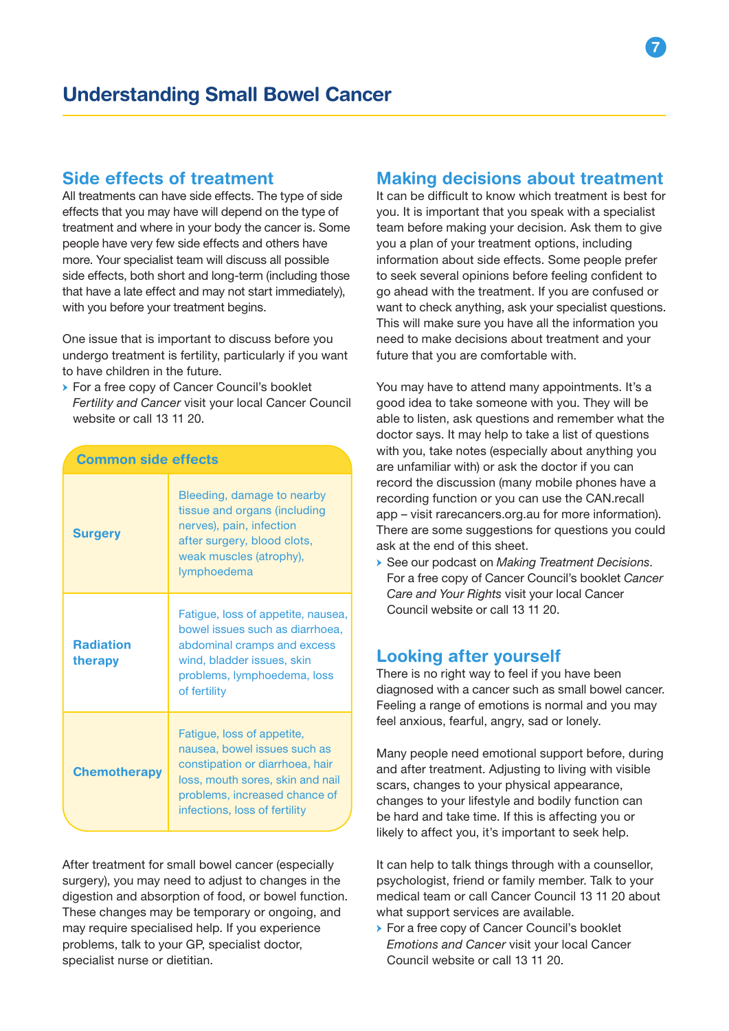# Understanding Small Bowel Cancer

## Side effects of treatment

All treatments can have side effects. The type of side effects that you may have will depend on the type of treatment and where in your body the cancer is. Some people have very few side effects and others have more. Your specialist team will discuss all possible side effects, both short and long-term (including those that have a late effect and may not start immediately), with you before your treatment begins.

One issue that is important to discuss before you undergo treatment is fertility, particularly if you want to have children in the future.

- For a free copy of Cancer Council's booklet *Fertility and Cancer* visit your local Cancer Council website or call 13 11 20.

| Common side effects | |
|---|---|
| **Surgery** | Bleeding, damage to nearby tissue and organs (including nerves), pain, infection after surgery, blood clots, weak muscles (atrophy), lymphoedema |
| **Radiation therapy** | Fatigue, loss of appetite, nausea, bowel issues such as diarrhoea, abdominal cramps and excess wind, bladder issues, skin problems, lymphoedema, loss of fertility |
| **Chemotherapy** | Fatigue, loss of appetite, nausea, bowel issues such as constipation or diarrhoea, hair loss, mouth sores, skin and nail problems, increased chance of infections, loss of fertility |

After treatment for small bowel cancer (especially surgery), you may need to adjust to changes in the digestion and absorption of food, or bowel function. These changes may be temporary or ongoing, and may require specialised help. If you experience problems, talk to your GP, specialist doctor, specialist nurse or dietitian.

## Making decisions about treatment

It can be difficult to know which treatment is best for you. It is important that you speak with a specialist team before making your decision. Ask them to give you a plan of your treatment options, including information about side effects. Some people prefer to seek several opinions before feeling confident to go ahead with the treatment. If you are confused or want to check anything, ask your specialist questions. This will make sure you have all the information you need to make decisions about treatment and your future that you are comfortable with.

You may have to attend many appointments. It's a good idea to take someone with you. They will be able to listen, ask questions and remember what the doctor says. It may help to take a list of questions with you, take notes (especially about anything you are unfamiliar with) or ask the doctor if you can record the discussion (many mobile phones have a recording function or you can use the CAN.recall app – visit rarecancers.org.au for more information). There are some suggestions for questions you could ask at the end of this sheet.

- See our podcast on *Making Treatment Decisions*. For a free copy of Cancer Council's booklet *Cancer Care and Your Rights* visit your local Cancer Council website or call 13 11 20.

## Looking after yourself

There is no right way to feel if you have been diagnosed with a cancer such as small bowel cancer. Feeling a range of emotions is normal and you may feel anxious, fearful, angry, sad or lonely.

Many people need emotional support before, during and after treatment. Adjusting to living with visible scars, changes to your physical appearance, changes to your lifestyle and bodily function can be hard and take time. If this is affecting you or likely to affect you, it's important to seek help.

It can help to talk things through with a counsellor, psychologist, friend or family member. Talk to your medical team or call Cancer Council 13 11 20 about what support services are available.

- For a free copy of Cancer Council's booklet *Emotions and Cancer* visit your local Cancer Council website or call 13 11 20.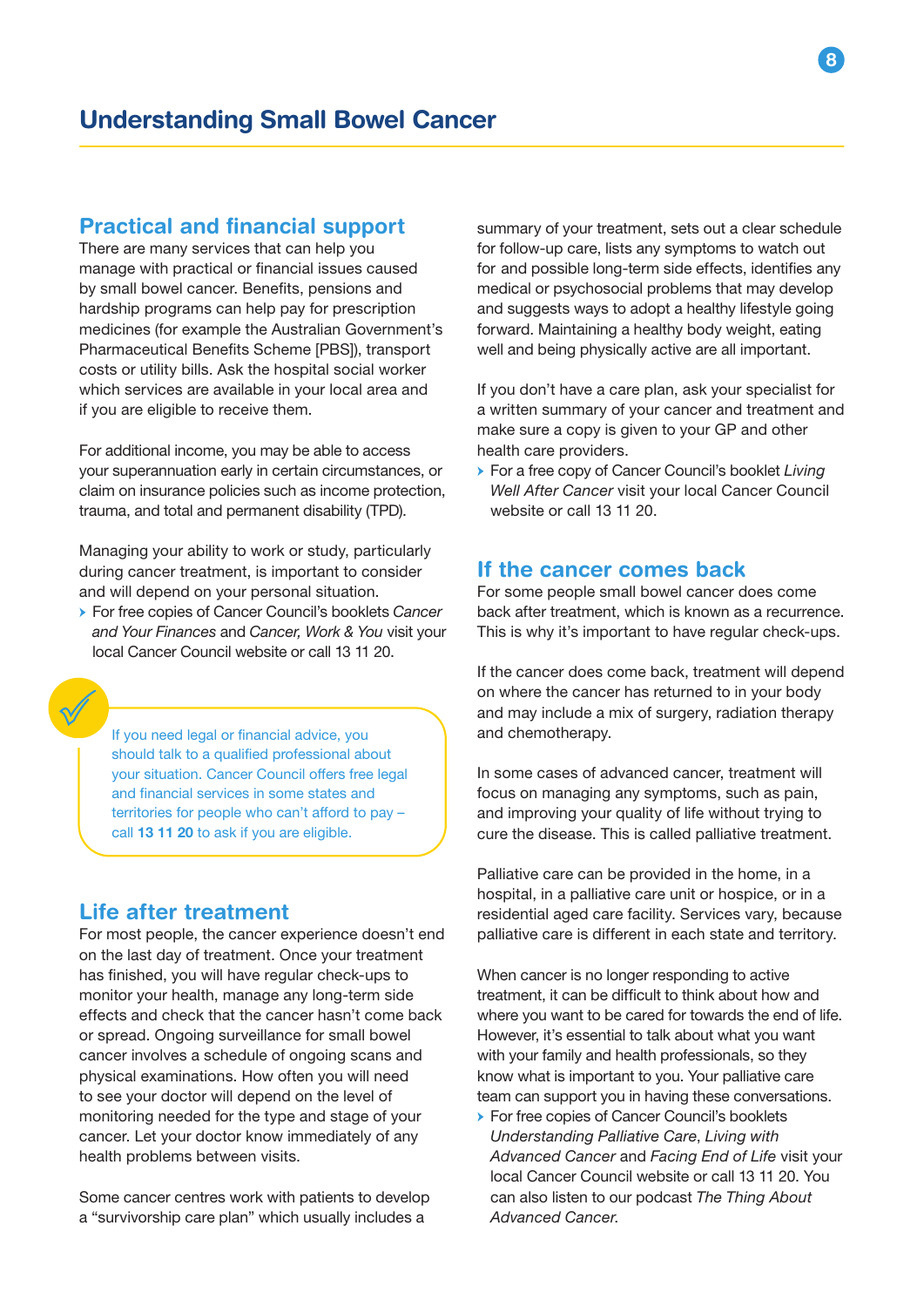# Understanding Small Bowel Cancer

## Practical and financial support

There are many services that can help you manage with practical or financial issues caused by small bowel cancer. Benefits, pensions and hardship programs can help pay for prescription medicines (for example the Australian Government's Pharmaceutical Benefits Scheme [PBS]), transport costs or utility bills. Ask the hospital social worker which services are available in your local area and if you are eligible to receive them.

For additional income, you may be able to access your superannuation early in certain circumstances, or claim on insurance policies such as income protection, trauma, and total and permanent disability (TPD).

Managing your ability to work or study, particularly during cancer treatment, is important to consider and will depend on your personal situation.

- For free copies of Cancer Council's booklets *Cancer and Your Finances* and *Cancer, Work & You* visit your local Cancer Council website or call 13 11 20.

> If you need legal or financial advice, you should talk to a qualified professional about your situation. Cancer Council offers free legal and financial services in some states and territories for people who can't afford to pay – call **13 11 20** to ask if you are eligible.

## Life after treatment

For most people, the cancer experience doesn't end on the last day of treatment. Once your treatment has finished, you will have regular check-ups to monitor your health, manage any long-term side effects and check that the cancer hasn't come back or spread. Ongoing surveillance for small bowel cancer involves a schedule of ongoing scans and physical examinations. How often you will need to see your doctor will depend on the level of monitoring needed for the type and stage of your cancer. Let your doctor know immediately of any health problems between visits.

Some cancer centres work with patients to develop a "survivorship care plan" which usually includes a summary of your treatment, sets out a clear schedule for follow-up care, lists any symptoms to watch out for and possible long-term side effects, identifies any medical or psychosocial problems that may develop and suggests ways to adopt a healthy lifestyle going forward. Maintaining a healthy body weight, eating well and being physically active are all important.

If you don't have a care plan, ask your specialist for a written summary of your cancer and treatment and make sure a copy is given to your GP and other health care providers.

- For a free copy of Cancer Council's booklet *Living Well After Cancer* visit your local Cancer Council website or call 13 11 20.

## If the cancer comes back

For some people small bowel cancer does come back after treatment, which is known as a recurrence. This is why it's important to have regular check-ups.

If the cancer does come back, treatment will depend on where the cancer has returned to in your body and may include a mix of surgery, radiation therapy and chemotherapy.

In some cases of advanced cancer, treatment will focus on managing any symptoms, such as pain, and improving your quality of life without trying to cure the disease. This is called palliative treatment.

Palliative care can be provided in the home, in a hospital, in a palliative care unit or hospice, or in a residential aged care facility. Services vary, because palliative care is different in each state and territory.

When cancer is no longer responding to active treatment, it can be difficult to think about how and where you want to be cared for towards the end of life. However, it's essential to talk about what you want with your family and health professionals, so they know what is important to you. Your palliative care team can support you in having these conversations.

- For free copies of Cancer Council's booklets *Understanding Palliative Care*, *Living with Advanced Cancer* and *Facing End of Life* visit your local Cancer Council website or call 13 11 20. You can also listen to our podcast *The Thing About Advanced Cancer*.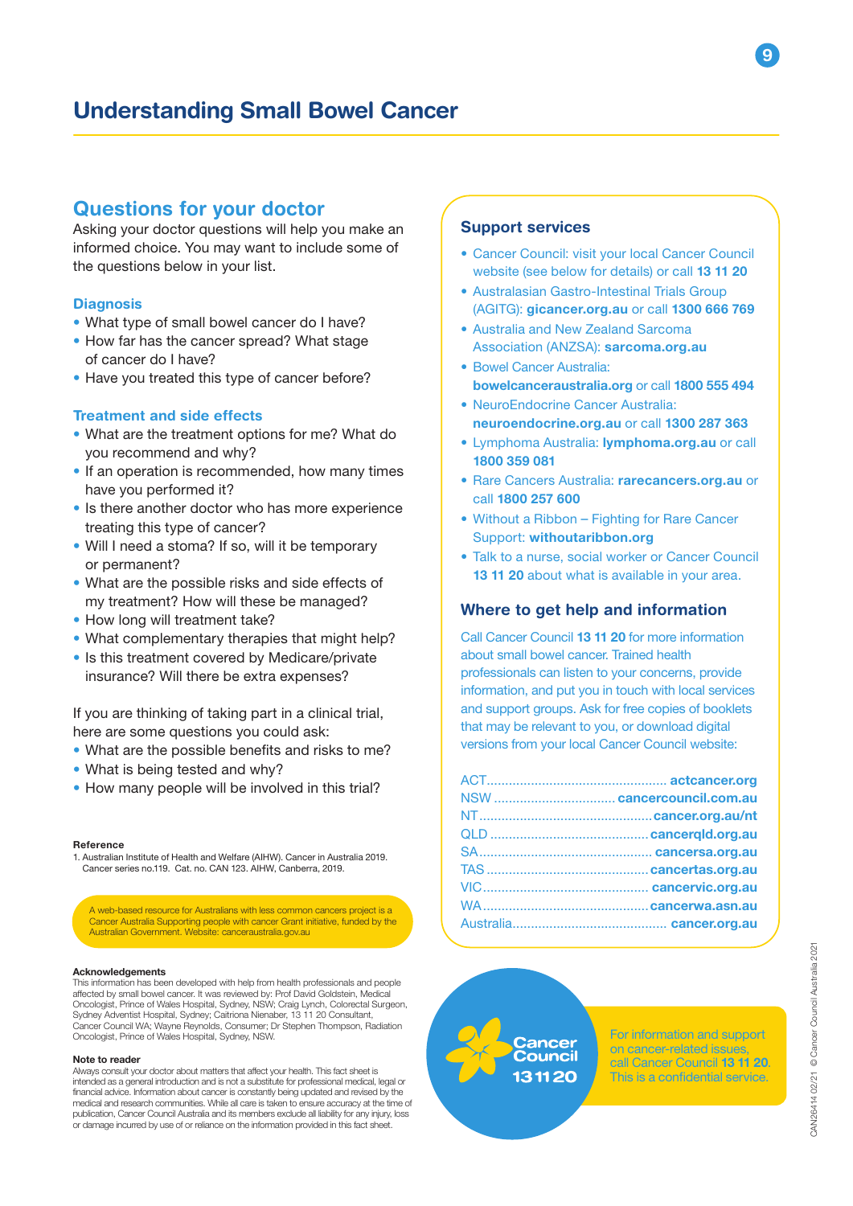# Understanding Small Bowel Cancer

## Questions for your doctor

Asking your doctor questions will help you make an informed choice. You may want to include some of the questions below in your list.

### Diagnosis

- What type of small bowel cancer do I have?
- How far has the cancer spread? What stage of cancer do I have?
- Have you treated this type of cancer before?

### Treatment and side effects

- What are the treatment options for me? What do you recommend and why?
- If an operation is recommended, how many times have you performed it?
- Is there another doctor who has more experience treating this type of cancer?
- Will I need a stoma? If so, will it be temporary or permanent?
- What are the possible risks and side effects of my treatment? How will these be managed?
- How long will treatment take?
- What complementary therapies that might help?
- Is this treatment covered by Medicare/private insurance? Will there be extra expenses?

If you are thinking of taking part in a clinical trial, here are some questions you could ask:

- What are the possible benefits and risks to me?
- What is being tested and why?
- How many people will be involved in this trial?

**Reference**

1. Australian Institute of Health and Welfare (AIHW). Cancer in Australia 2019. Cancer series no.119. Cat. no. CAN 123. AIHW, Canberra, 2019.

A web-based resource for Australians with less common cancers project is a Cancer Australia Supporting people with cancer Grant initiative, funded by the Australian Government. Website: canceraustralia.gov.au

**Acknowledgements**

This information has been developed with help from health professionals and people affected by small bowel cancer. It was reviewed by: Prof David Goldstein, Medical Oncologist, Prince of Wales Hospital, Sydney, NSW; Craig Lynch, Colorectal Surgeon, Sydney Adventist Hospital, Sydney; Caitriona Nienaber, 13 11 20 Consultant, Cancer Council WA; Wayne Reynolds, Consumer; Dr Stephen Thompson, Radiation Oncologist, Prince of Wales Hospital, Sydney, NSW.

**Note to reader**

Always consult your doctor about matters that affect your health. This fact sheet is intended as a general introduction and is not a substitute for professional medical, legal or financial advice. Information about cancer is constantly being updated and revised by the medical and research communities. While all care is taken to ensure accuracy at the time of publication, Cancer Council Australia and its members exclude all liability for any injury, loss or damage incurred by use of or reliance on the information provided in this fact sheet.

### Support services

- Cancer Council: visit your local Cancer Council website (see below for details) or call **13 11 20**
- Australasian Gastro-Intestinal Trials Group (AGITG): **gicancer.org.au** or call **1300 666 769**
- Australia and New Zealand Sarcoma Association (ANZSA): **sarcoma.org.au**
- Bowel Cancer Australia: **bowelcanceraustralia.org** or call **1800 555 494**
- NeuroEndocrine Cancer Australia: **neuroendocrine.org.au** or call **1300 287 363**
- Lymphoma Australia: **lymphoma.org.au** or call **1800 359 081**
- Rare Cancers Australia: **rarecancers.org.au** or call **1800 257 600**
- Without a Ribbon – Fighting for Rare Cancer Support: **withoutaribbon.org**
- Talk to a nurse, social worker or Cancer Council **13 11 20** about what is available in your area.

### Where to get help and information

Call Cancer Council **13 11 20** for more information about small bowel cancer. Trained health professionals can listen to your concerns, provide information, and put you in touch with local services and support groups. Ask for free copies of booklets that may be relevant to you, or download digital versions from your local Cancer Council website:

| | |
|---|---|
| ACT | **actcancer.org** |
| NSW | **cancercouncil.com.au** |
| NT | **cancer.org.au/nt** |
| QLD | **cancerqld.org.au** |
| SA | **cancersa.org.au** |
| TAS | **cancertas.org.au** |
| VIC | **cancervic.org.au** |
| WA | **cancerwa.asn.au** |
| Australia | **cancer.org.au** |

Cancer Council 13 11 20

For information and support on cancer-related issues, call Cancer Council **13 11 20**. This is a confidential service.

CAN26414 02/21 © Cancer Council Australia 2021